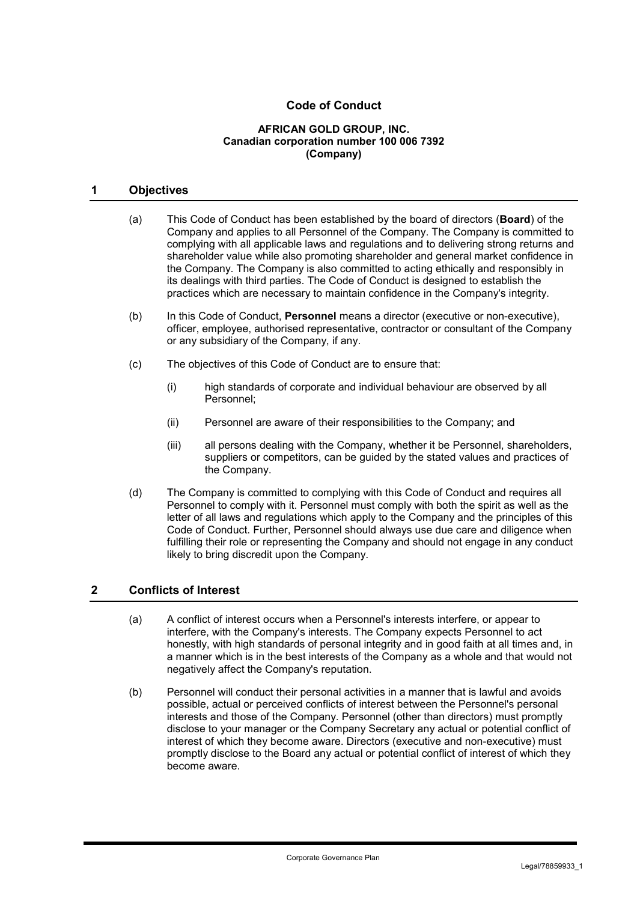# Code of Conduct

**AFRICAN GOLD GROUP, INC.**
**Canadian corporation number 100 006 7392**
**(Company)**

## 1 Objectives

(a) This Code of Conduct has been established by the board of directors (**Board**) of the Company and applies to all Personnel of the Company. The Company is committed to complying with all applicable laws and regulations and to delivering strong returns and shareholder value while also promoting shareholder and general market confidence in the Company. The Company is also committed to acting ethically and responsibly in its dealings with third parties. The Code of Conduct is designed to establish the practices which are necessary to maintain confidence in the Company's integrity.

(b) In this Code of Conduct, **Personnel** means a director (executive or non-executive), officer, employee, authorised representative, contractor or consultant of the Company or any subsidiary of the Company, if any.

(c) The objectives of this Code of Conduct are to ensure that:

(i) high standards of corporate and individual behaviour are observed by all Personnel;

(ii) Personnel are aware of their responsibilities to the Company; and

(iii) all persons dealing with the Company, whether it be Personnel, shareholders, suppliers or competitors, can be guided by the stated values and practices of the Company.

(d) The Company is committed to complying with this Code of Conduct and requires all Personnel to comply with it. Personnel must comply with both the spirit as well as the letter of all laws and regulations which apply to the Company and the principles of this Code of Conduct. Further, Personnel should always use due care and diligence when fulfilling their role or representing the Company and should not engage in any conduct likely to bring discredit upon the Company.

## 2 Conflicts of Interest

(a) A conflict of interest occurs when a Personnel's interests interfere, or appear to interfere, with the Company's interests. The Company expects Personnel to act honestly, with high standards of personal integrity and in good faith at all times and, in a manner which is in the best interests of the Company as a whole and that would not negatively affect the Company's reputation.

(b) Personnel will conduct their personal activities in a manner that is lawful and avoids possible, actual or perceived conflicts of interest between the Personnel's personal interests and those of the Company. Personnel (other than directors) must promptly disclose to your manager or the Company Secretary any actual or potential conflict of interest of which they become aware. Directors (executive and non-executive) must promptly disclose to the Board any actual or potential conflict of interest of which they become aware.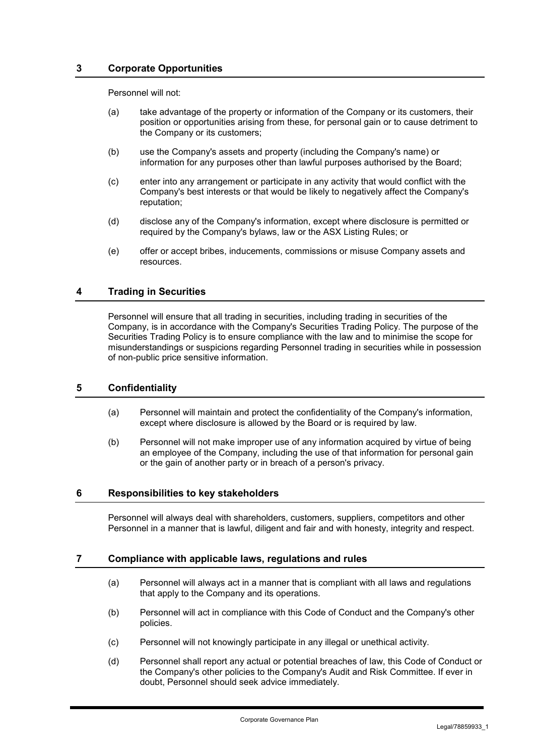## 3 Corporate Opportunities

Personnel will not:

(a) take advantage of the property or information of the Company or its customers, their position or opportunities arising from these, for personal gain or to cause detriment to the Company or its customers;

(b) use the Company's assets and property (including the Company's name) or information for any purposes other than lawful purposes authorised by the Board;

(c) enter into any arrangement or participate in any activity that would conflict with the Company's best interests or that would be likely to negatively affect the Company's reputation;

(d) disclose any of the Company's information, except where disclosure is permitted or required by the Company's bylaws, law or the ASX Listing Rules; or

(e) offer or accept bribes, inducements, commissions or misuse Company assets and resources.

## 4 Trading in Securities

Personnel will ensure that all trading in securities, including trading in securities of the Company, is in accordance with the Company's Securities Trading Policy. The purpose of the Securities Trading Policy is to ensure compliance with the law and to minimise the scope for misunderstandings or suspicions regarding Personnel trading in securities while in possession of non-public price sensitive information.

## 5 Confidentiality

(a) Personnel will maintain and protect the confidentiality of the Company's information, except where disclosure is allowed by the Board or is required by law.

(b) Personnel will not make improper use of any information acquired by virtue of being an employee of the Company, including the use of that information for personal gain or the gain of another party or in breach of a person's privacy.

## 6 Responsibilities to key stakeholders

Personnel will always deal with shareholders, customers, suppliers, competitors and other Personnel in a manner that is lawful, diligent and fair and with honesty, integrity and respect.

## 7 Compliance with applicable laws, regulations and rules

(a) Personnel will always act in a manner that is compliant with all laws and regulations that apply to the Company and its operations.

(b) Personnel will act in compliance with this Code of Conduct and the Company's other policies.

(c) Personnel will not knowingly participate in any illegal or unethical activity.

(d) Personnel shall report any actual or potential breaches of law, this Code of Conduct or the Company's other policies to the Company's Audit and Risk Committee. If ever in doubt, Personnel should seek advice immediately.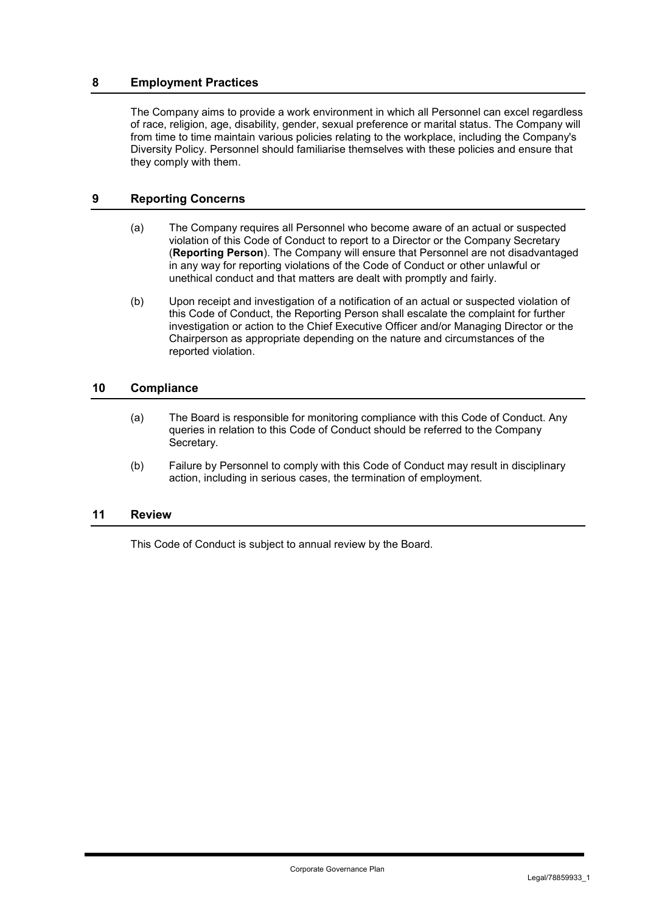## 8 Employment Practices

The Company aims to provide a work environment in which all Personnel can excel regardless of race, religion, age, disability, gender, sexual preference or marital status. The Company will from time to time maintain various policies relating to the workplace, including the Company's Diversity Policy. Personnel should familiarise themselves with these policies and ensure that they comply with them.

## 9 Reporting Concerns

(a) The Company requires all Personnel who become aware of an actual or suspected violation of this Code of Conduct to report to a Director or the Company Secretary (**Reporting Person**). The Company will ensure that Personnel are not disadvantaged in any way for reporting violations of the Code of Conduct or other unlawful or unethical conduct and that matters are dealt with promptly and fairly.

(b) Upon receipt and investigation of a notification of an actual or suspected violation of this Code of Conduct, the Reporting Person shall escalate the complaint for further investigation or action to the Chief Executive Officer and/or Managing Director or the Chairperson as appropriate depending on the nature and circumstances of the reported violation.

## 10 Compliance

(a) The Board is responsible for monitoring compliance with this Code of Conduct. Any queries in relation to this Code of Conduct should be referred to the Company Secretary.

(b) Failure by Personnel to comply with this Code of Conduct may result in disciplinary action, including in serious cases, the termination of employment.

## 11 Review

This Code of Conduct is subject to annual review by the Board.